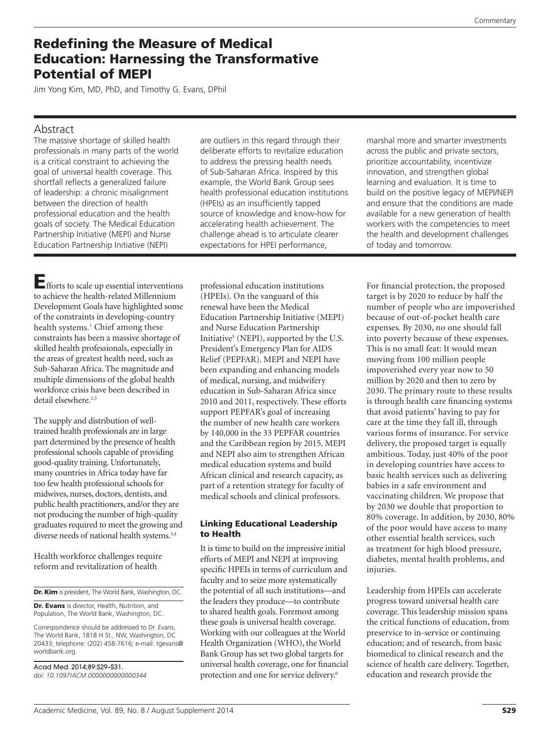# Redefining the Measure of Medical Education: Harnessing the Transformative Potential of MEPI

Jim Yong Kim, MD, PhD, and Timothy G. Evans, DPhil

## Abstract

The massive shortage of skilled health professionals in many parts of the world is a critical constraint to achieving the goal of universal health coverage. This shortfall reflects a generalized failure of leadership: a chronic misalignment between the direction of health professional education and the health goals of society. The Medical Education Partnership Initiative (MEPI) and Nurse Education Partnership Initiative (NEPI) are outliers in this regard through their deliberate efforts to revitalize education to address the pressing health needs of Sub-Saharan Africa. Inspired by this example, the World Bank Group sees health professional education institutions (HPEIs) as an insufficiently tapped source of knowledge and know-how for accelerating health achievement. The challenge ahead is to articulate clearer expectations for HPEI performance, marshal more and smarter investments across the public and private sectors, prioritize accountability, incentivize innovation, and strengthen global learning and evaluation. It is time to build on the positive legacy of MEPI/NEPI and ensure that the conditions are made available for a new generation of health workers with the competencies to meet the health and development challenges of today and tomorrow.

Efforts to scale up essential interventions to achieve the health-related Millennium Development Goals have highlighted some of the constraints in developing-country health systems.[1] Chief among these constraints has been a massive shortage of skilled health professionals, especially in the areas of greatest health need, such as Sub-Saharan Africa. The magnitude and multiple dimensions of the global health workforce crisis have been described in detail elsewhere.[2,3]

The supply and distribution of well-trained health professionals are in large part determined by the presence of health professional schools capable of providing good-quality training. Unfortunately, many countries in Africa today have far too few health professional schools for midwives, nurses, doctors, dentists, and public health practitioners, and/or they are not producing the number of high-quality graduates required to meet the growing and diverse needs of national health systems.[3,4]

Health workforce challenges require reform and revitalization of health professional education institutions (HPEIs). On the vanguard of this renewal have been the Medical Education Partnership Initiative (MEPI) and Nurse Education Partnership Initiative[5] (NEPI), supported by the U.S. President's Emergency Plan for AIDS Relief (PEPFAR). MEPI and NEPI have been expanding and enhancing models of medical, nursing, and midwifery education in Sub-Saharan Africa since 2010 and 2011, respectively. These efforts support PEPFAR's goal of increasing the number of new health care workers by 140,000 in the 33 PEPFAR countries and the Caribbean region by 2015. MEPI and NEPI also aim to strengthen African medical education systems and build African clinical and research capacity, as part of a retention strategy for faculty of medical schools and clinical professors.

## Linking Educational Leadership to Health

It is time to build on the impressive initial efforts of MEPI and NEPI at improving specific HPEIs in terms of curriculum and faculty and to seize more systematically the potential of all such institutions—and the leaders they produce—to contribute to shared health goals. Foremost among these goals is universal health coverage. Working with our colleagues at the World Health Organization (WHO), the World Bank Group has set two global targets for universal health coverage, one for financial protection and one for service delivery.[6]

For financial protection, the proposed target is by 2020 to reduce by half the number of people who are impoverished because of out-of-pocket health care expenses. By 2030, no one should fall into poverty because of these expenses. This is no small feat: It would mean moving from 100 million people impoverished every year now to 50 million by 2020 and then to zero by 2030. The primary route to these results is through health care financing systems that avoid patients' having to pay for care at the time they fall ill, through various forms of insurance. For service delivery, the proposed target is equally ambitious. Today, just 40% of the poor in developing countries have access to basic health services such as delivering babies in a safe environment and vaccinating children. We propose that by 2030 we double that proportion to 80% coverage. In addition, by 2030, 80% of the poor would have access to many other essential health services, such as treatment for high blood pressure, diabetes, mental health problems, and injuries.

Leadership from HPEIs can accelerate progress toward universal health care coverage. This leadership mission spans the critical functions of education, from preservice to in-service or continuing education; and of research, from basic biomedical to clinical research and the science of health care delivery. Together, education and research provide the

**Dr. Kim** is president, The World Bank, Washington, DC.

**Dr. Evans** is director, Health, Nutrition, and Population, The World Bank, Washington, DC.

Correspondence should be addressed to Dr. Evans, The World Bank, 1818 H St., NW, Washington, DC 20433; telephone: (202) 458-7616; e-mail: tgevans@worldbank.org.

Acad Med. 2014;89:S29–S31.
*doi: 10.1097/ACM.0000000000000344*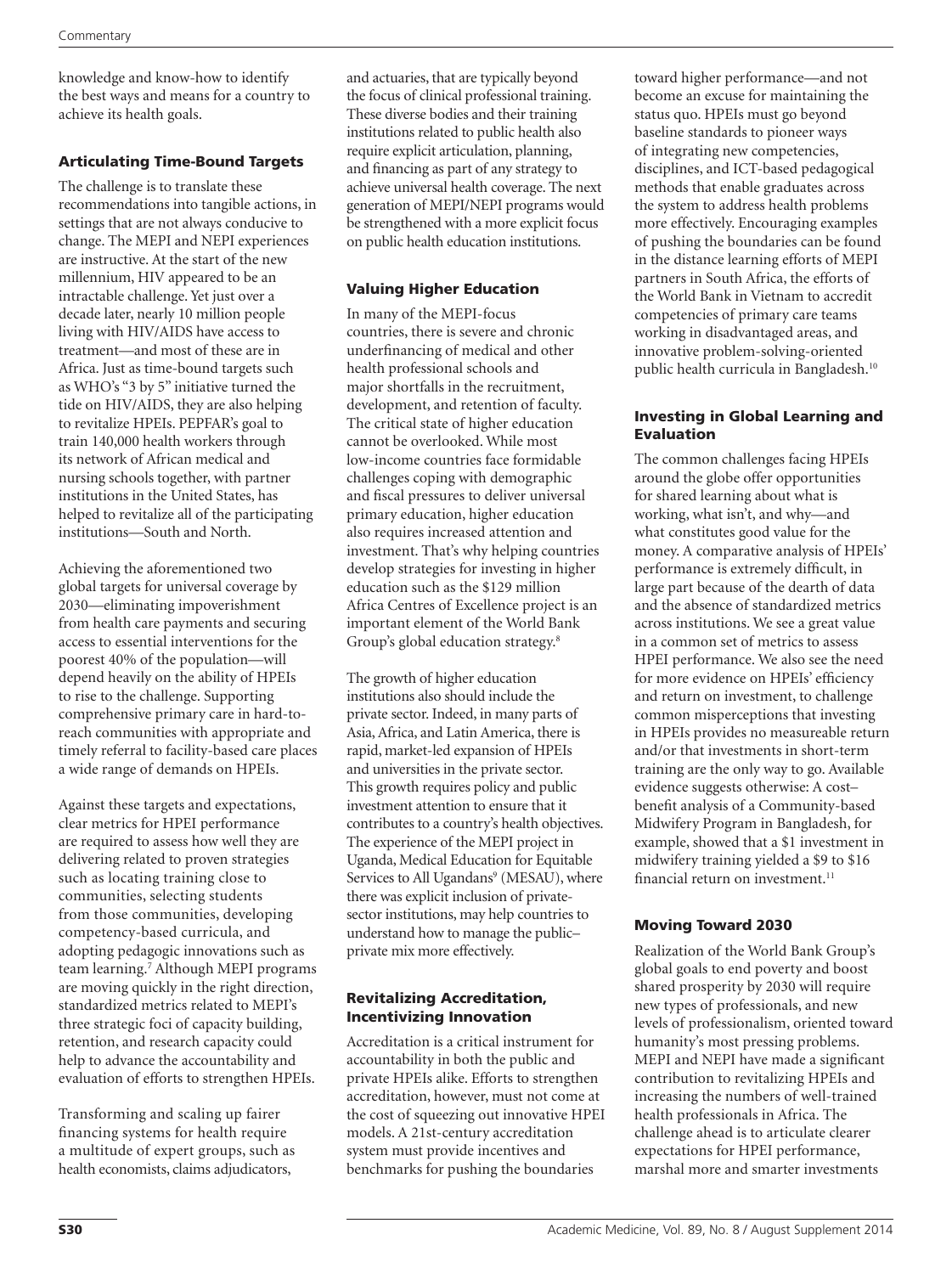knowledge and know-how to identify the best ways and means for a country to achieve its health goals.

### Articulating Time-Bound Targets

The challenge is to translate these recommendations into tangible actions, in settings that are not always conducive to change. The MEPI and NEPI experiences are instructive. At the start of the new millennium, HIV appeared to be an intractable challenge. Yet just over a decade later, nearly 10 million people living with HIV/AIDS have access to treatment—and most of these are in Africa. Just as time-bound targets such as WHO's "3 by 5" initiative turned the tide on HIV/AIDS, they are also helping to revitalize HPEIs. PEPFAR's goal to train 140,000 health workers through its network of African medical and nursing schools together, with partner institutions in the United States, has helped to revitalize all of the participating institutions—South and North.

Achieving the aforementioned two global targets for universal coverage by 2030—eliminating impoverishment from health care payments and securing access to essential interventions for the poorest 40% of the population—will depend heavily on the ability of HPEIs to rise to the challenge. Supporting comprehensive primary care in hard-to-reach communities with appropriate and timely referral to facility-based care places a wide range of demands on HPEIs.

Against these targets and expectations, clear metrics for HPEI performance are required to assess how well they are delivering related to proven strategies such as locating training close to communities, selecting students from those communities, developing competency-based curricula, and adopting pedagogic innovations such as team learning.[7] Although MEPI programs are moving quickly in the right direction, standardized metrics related to MEPI's three strategic foci of capacity building, retention, and research capacity could help to advance the accountability and evaluation of efforts to strengthen HPEIs.

Transforming and scaling up fairer financing systems for health require a multitude of expert groups, such as health economists, claims adjudicators, and actuaries, that are typically beyond the focus of clinical professional training. These diverse bodies and their training institutions related to public health also require explicit articulation, planning, and financing as part of any strategy to achieve universal health coverage. The next generation of MEPI/NEPI programs would be strengthened with a more explicit focus on public health education institutions.

### Valuing Higher Education

In many of the MEPI-focus countries, there is severe and chronic underfinancing of medical and other health professional schools and major shortfalls in the recruitment, development, and retention of faculty. The critical state of higher education cannot be overlooked. While most low-income countries face formidable challenges coping with demographic and fiscal pressures to deliver universal primary education, higher education also requires increased attention and investment. That's why helping countries develop strategies for investing in higher education such as the $129 million Africa Centres of Excellence project is an important element of the World Bank Group's global education strategy.[8]

The growth of higher education institutions also should include the private sector. Indeed, in many parts of Asia, Africa, and Latin America, there is rapid, market-led expansion of HPEIs and universities in the private sector. This growth requires policy and public investment attention to ensure that it contributes to a country's health objectives. The experience of the MEPI project in Uganda, Medical Education for Equitable Services to All Ugandans[9] (MESAU), where there was explicit inclusion of private-sector institutions, may help countries to understand how to manage the public–private mix more effectively.

### Revitalizing Accreditation, Incentivizing Innovation

Accreditation is a critical instrument for accountability in both the public and private HPEIs alike. Efforts to strengthen accreditation, however, must not come at the cost of squeezing out innovative HPEI models. A 21st-century accreditation system must provide incentives and benchmarks for pushing the boundaries toward higher performance—and not become an excuse for maintaining the status quo. HPEIs must go beyond baseline standards to pioneer ways of integrating new competencies, disciplines, and ICT-based pedagogical methods that enable graduates across the system to address health problems more effectively. Encouraging examples of pushing the boundaries can be found in the distance learning efforts of MEPI partners in South Africa, the efforts of the World Bank in Vietnam to accredit competencies of primary care teams working in disadvantaged areas, and innovative problem-solving-oriented public health curricula in Bangladesh.[10]

### Investing in Global Learning and Evaluation

The common challenges facing HPEIs around the globe offer opportunities for shared learning about what is working, what isn't, and why—and what constitutes good value for the money. A comparative analysis of HPEIs' performance is extremely difficult, in large part because of the dearth of data and the absence of standardized metrics across institutions. We see a great value in a common set of metrics to assess HPEI performance. We also see the need for more evidence on HPEIs' efficiency and return on investment, to challenge common misperceptions that investing in HPEIs provides no measureable return and/or that investments in short-term training are the only way to go. Available evidence suggests otherwise: A cost–benefit analysis of a Community-based Midwifery Program in Bangladesh, for example, showed that a $1 investment in midwifery training yielded a $9 to $16 financial return on investment.[11]

### Moving Toward 2030

Realization of the World Bank Group's global goals to end poverty and boost shared prosperity by 2030 will require new types of professionals, and new levels of professionalism, oriented toward humanity's most pressing problems. MEPI and NEPI have made a significant contribution to revitalizing HPEIs and increasing the numbers of well-trained health professionals in Africa. The challenge ahead is to articulate clearer expectations for HPEI performance, marshal more and smarter investments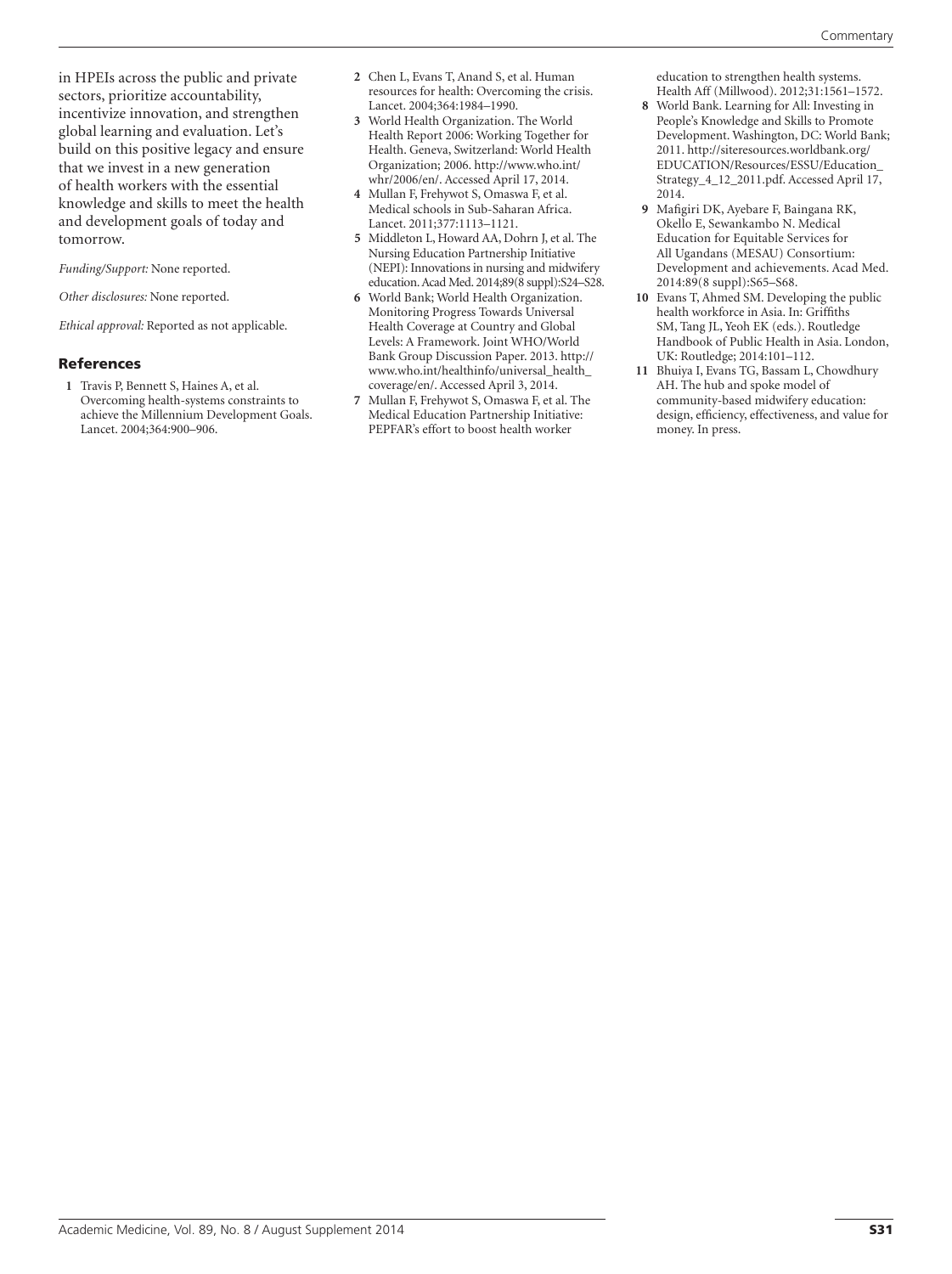in HPEIs across the public and private sectors, prioritize accountability, incentivize innovation, and strengthen global learning and evaluation. Let's build on this positive legacy and ensure that we invest in a new generation of health workers with the essential knowledge and skills to meet the health and development goals of today and tomorrow.

*Funding/Support:* None reported.

*Other disclosures:* None reported.

*Ethical approval:* Reported as not applicable.

## References

1. Travis P, Bennett S, Haines A, et al. Overcoming health-systems constraints to achieve the Millennium Development Goals. Lancet. 2004;364:900–906.
2. Chen L, Evans T, Anand S, et al. Human resources for health: Overcoming the crisis. Lancet. 2004;364:1984–1990.
3. World Health Organization. The World Health Report 2006: Working Together for Health. Geneva, Switzerland: World Health Organization; 2006. http://www.who.int/whr/2006/en/. Accessed April 17, 2014.
4. Mullan F, Frehywot S, Omaswa F, et al. Medical schools in Sub-Saharan Africa. Lancet. 2011;377:1113–1121.
5. Middleton L, Howard AA, Dohrn J, et al. The Nursing Education Partnership Initiative (NEPI): Innovations in nursing and midwifery education. Acad Med. 2014;89(8 suppl):S24–S28.
6. World Bank; World Health Organization. Monitoring Progress Towards Universal Health Coverage at Country and Global Levels: A Framework. Joint WHO/World Bank Group Discussion Paper. 2013. http://www.who.int/healthinfo/universal_health_coverage/en/. Accessed April 3, 2014.
7. Mullan F, Frehywot S, Omaswa F, et al. The Medical Education Partnership Initiative: PEPFAR's effort to boost health worker education to strengthen health systems. Health Aff (Millwood). 2012;31:1561–1572.
8. World Bank. Learning for All: Investing in People's Knowledge and Skills to Promote Development. Washington, DC: World Bank; 2011. http://siteresources.worldbank.org/EDUCATION/Resources/ESSU/Education_Strategy_4_12_2011.pdf. Accessed April 17, 2014.
9. Mafigiri DK, Ayebare F, Baingana RK, Okello E, Sewankambo N. Medical Education for Equitable Services for All Ugandans (MESAU) Consortium: Development and achievements. Acad Med. 2014:89(8 suppl):S65–S68.
10. Evans T, Ahmed SM. Developing the public health workforce in Asia. In: Griffiths SM, Tang JL, Yeoh EK (eds.). Routledge Handbook of Public Health in Asia. London, UK: Routledge; 2014:101–112.
11. Bhuiya I, Evans TG, Bassam L, Chowdhury AH. The hub and spoke model of community-based midwifery education: design, efficiency, effectiveness, and value for money. In press.